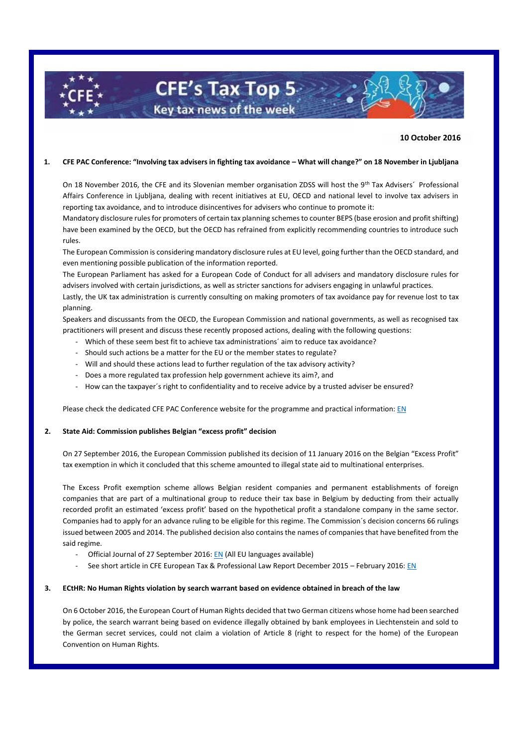# CFE's Tax Top 5

## Key tax news of the week

**10 October 2016**

### 1. CFE PAC Conference: "Involving tax advisers in fighting tax avoidance – What will change?" on 18 November in Ljubljana

On 18 November 2016, the CFE and its Slovenian member organisation ZDSS will host the 9th Tax Advisers´ Professional Affairs Conference in Ljubljana, dealing with recent initiatives at EU, OECD and national level to involve tax advisers in reporting tax avoidance, and to introduce disincentives for advisers who continue to promote it:

Mandatory disclosure rules for promoters of certain tax planning schemes to counter BEPS (base erosion and profit shifting) have been examined by the OECD, but the OECD has refrained from explicitly recommending countries to introduce such rules.

The European Commission is considering mandatory disclosure rules at EU level, going further than the OECD standard, and even mentioning possible publication of the information reported.

The European Parliament has asked for a European Code of Conduct for all advisers and mandatory disclosure rules for advisers involved with certain jurisdictions, as well as stricter sanctions for advisers engaging in unlawful practices.

Lastly, the UK tax administration is currently consulting on making promoters of tax avoidance pay for revenue lost to tax planning.

Speakers and discussants from the OECD, the European Commission and national governments, as well as recognised tax practitioners will present and discuss these recently proposed actions, dealing with the following questions:

- Which of these seem best fit to achieve tax administrations´ aim to reduce tax avoidance?
- Should such actions be a matter for the EU or the member states to regulate?
- Will and should these actions lead to further regulation of the tax advisory activity?
- Does a more regulated tax profession help government achieve its aim?, and
- How can the taxpayer´s right to confidentiality and to receive advice by a trusted adviser be ensured?

Please check the dedicated CFE PAC Conference website for the programme and practical information: EN

### 2. State Aid: Commission publishes Belgian "excess profit" decision

On 27 September 2016, the European Commission published its decision of 11 January 2016 on the Belgian "Excess Profit" tax exemption in which it concluded that this scheme amounted to illegal state aid to multinational enterprises.

The Excess Profit exemption scheme allows Belgian resident companies and permanent establishments of foreign companies that are part of a multinational group to reduce their tax base in Belgium by deducting from their actually recorded profit an estimated 'excess profit' based on the hypothetical profit a standalone company in the same sector. Companies had to apply for an advance ruling to be eligible for this regime. The Commission´s decision concerns 66 rulings issued between 2005 and 2014. The published decision also contains the names of companies that have benefited from the said regime.

- Official Journal of 27 September 2016: EN (All EU languages available)
- See short article in CFE European Tax & Professional Law Report December 2015 – February 2016: EN

### 3. ECtHR: No Human Rights violation by search warrant based on evidence obtained in breach of the law

On 6 October 2016, the European Court of Human Rights decided that two German citizens whose home had been searched by police, the search warrant being based on evidence illegally obtained by bank employees in Liechtenstein and sold to the German secret services, could not claim a violation of Article 8 (right to respect for the home) of the European Convention on Human Rights.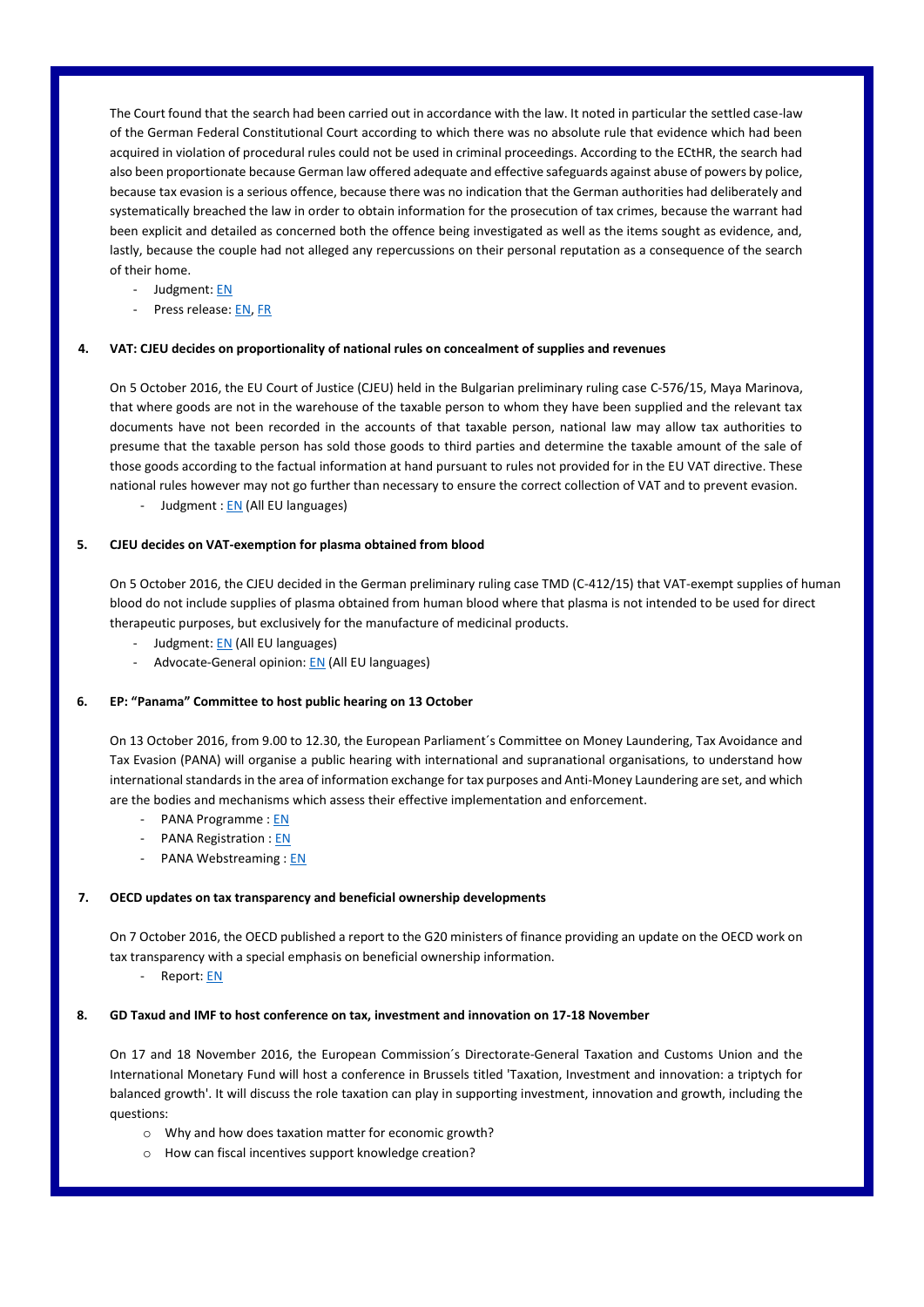The Court found that the search had been carried out in accordance with the law. It noted in particular the settled case-law of the German Federal Constitutional Court according to which there was no absolute rule that evidence which had been acquired in violation of procedural rules could not be used in criminal proceedings. According to the ECtHR, the search had also been proportionate because German law offered adequate and effective safeguards against abuse of powers by police, because tax evasion is a serious offence, because there was no indication that the German authorities had deliberately and systematically breached the law in order to obtain information for the prosecution of tax crimes, because the warrant had been explicit and detailed as concerned both the offence being investigated as well as the items sought as evidence, and, lastly, because the couple had not alleged any repercussions on their personal reputation as a consequence of the search of their home.

- Judgment: EN
- Press release: EN, FR

#### 4. VAT: CJEU decides on proportionality of national rules on concealment of supplies and revenues

On 5 October 2016, the EU Court of Justice (CJEU) held in the Bulgarian preliminary ruling case C-576/15, Maya Marinova, that where goods are not in the warehouse of the taxable person to whom they have been supplied and the relevant tax documents have not been recorded in the accounts of that taxable person, national law may allow tax authorities to presume that the taxable person has sold those goods to third parties and determine the taxable amount of the sale of those goods according to the factual information at hand pursuant to rules not provided for in the EU VAT directive. These national rules however may not go further than necessary to ensure the correct collection of VAT and to prevent evasion.

- Judgment : EN (All EU languages)

#### 5. CJEU decides on VAT-exemption for plasma obtained from blood

On 5 October 2016, the CJEU decided in the German preliminary ruling case TMD (C-412/15) that VAT-exempt supplies of human blood do not include supplies of plasma obtained from human blood where that plasma is not intended to be used for direct therapeutic purposes, but exclusively for the manufacture of medicinal products.

- Judgment: EN (All EU languages)
- Advocate-General opinion: EN (All EU languages)

#### 6. EP: "Panama" Committee to host public hearing on 13 October

On 13 October 2016, from 9.00 to 12.30, the European Parliament´s Committee on Money Laundering, Tax Avoidance and Tax Evasion (PANA) will organise a public hearing with international and supranational organisations, to understand how international standards in the area of information exchange for tax purposes and Anti-Money Laundering are set, and which are the bodies and mechanisms which assess their effective implementation and enforcement.

- PANA Programme : EN
- PANA Registration : EN
- PANA Webstreaming : EN

#### 7. OECD updates on tax transparency and beneficial ownership developments

On 7 October 2016, the OECD published a report to the G20 ministers of finance providing an update on the OECD work on tax transparency with a special emphasis on beneficial ownership information.

- Report: EN

#### 8. GD Taxud and IMF to host conference on tax, investment and innovation on 17-18 November

On 17 and 18 November 2016, the European Commission´s Directorate-General Taxation and Customs Union and the International Monetary Fund will host a conference in Brussels titled 'Taxation, Investment and innovation: a triptych for balanced growth'. It will discuss the role taxation can play in supporting investment, innovation and growth, including the questions:

- Why and how does taxation matter for economic growth?
- How can fiscal incentives support knowledge creation?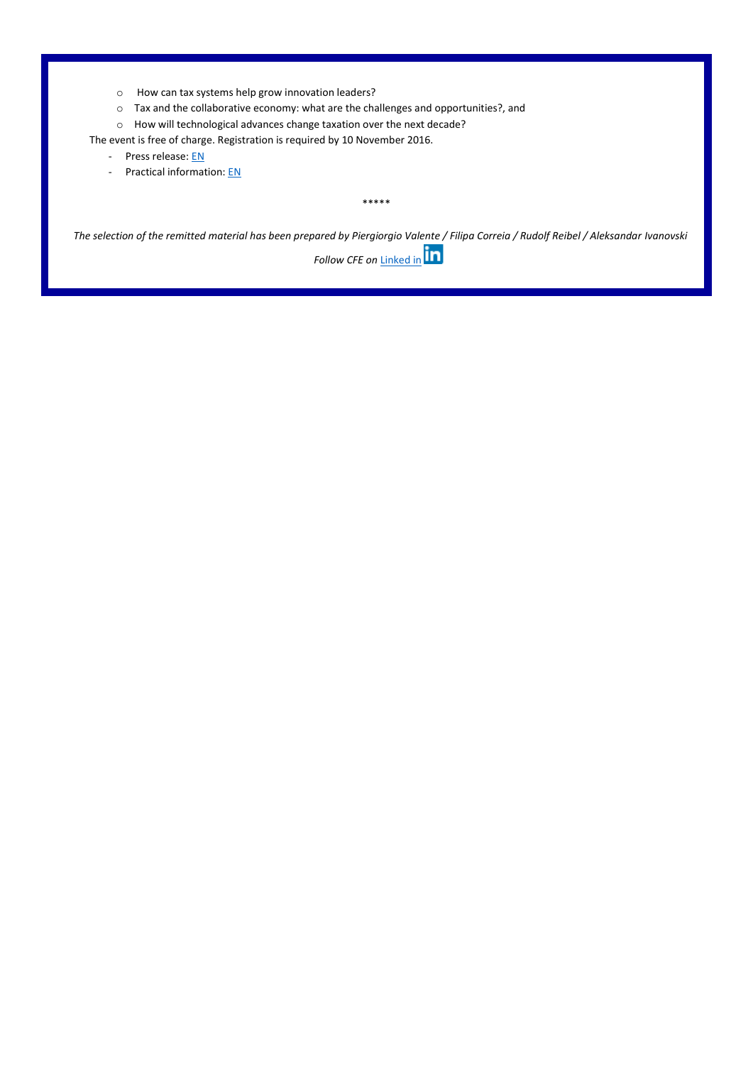- How can tax systems help grow innovation leaders?
- Tax and the collaborative economy: what are the challenges and opportunities?, and
- How will technological advances change taxation over the next decade?

The event is free of charge. Registration is required by 10 November 2016.

- Press release: EN
- Practical information: EN

*****

*The selection of the remitted material has been prepared by Piergiorgio Valente / Filipa Correia / Rudolf Reibel / Aleksandar Ivanovski*

*Follow CFE on* Linked in